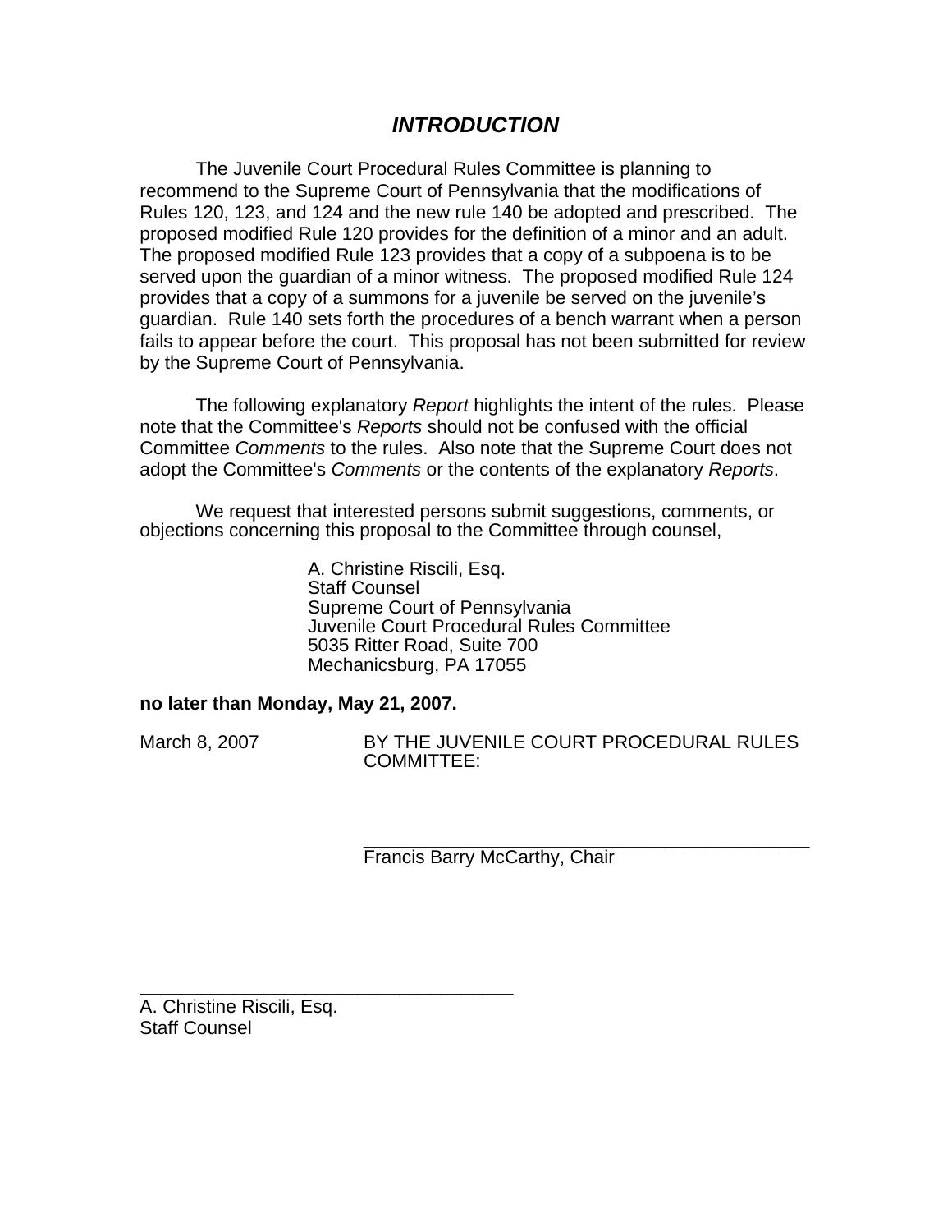# *INTRODUCTION*

The Juvenile Court Procedural Rules Committee is planning to recommend to the Supreme Court of Pennsylvania that the modifications of Rules 120, 123, and 124 and the new rule 140 be adopted and prescribed. The proposed modified Rule 120 provides for the definition of a minor and an adult. The proposed modified Rule 123 provides that a copy of a subpoena is to be served upon the guardian of a minor witness. The proposed modified Rule 124 provides that a copy of a summons for a juvenile be served on the juvenile's guardian. Rule 140 sets forth the procedures of a bench warrant when a person fails to appear before the court. This proposal has not been submitted for review by the Supreme Court of Pennsylvania.

The following explanatory *Report* highlights the intent of the rules. Please note that the Committee's *Reports* should not be confused with the official Committee *Comments* to the rules. Also note that the Supreme Court does not adopt the Committee's *Comments* or the contents of the explanatory *Reports*.

We request that interested persons submit suggestions, comments, or objections concerning this proposal to the Committee through counsel,

A. Christine Riscili, Esq.
Staff Counsel
Supreme Court of Pennsylvania
Juvenile Court Procedural Rules Committee
5035 Ritter Road, Suite 700
Mechanicsburg, PA 17055

**no later than Monday, May 21, 2007.**

March 8, 2007 BY THE JUVENILE COURT PROCEDURAL RULES COMMITTEE:

\_\_\_\_\_\_\_\_\_\_\_\_\_\_\_\_\_\_\_\_\_\_\_\_\_\_\_\_\_\_\_\_\_\_\_\_\_\_\_\_\_\_\_
Francis Barry McCarthy, Chair

\_\_\_\_\_\_\_\_\_\_\_\_\_\_\_\_\_\_\_\_\_\_\_\_\_\_\_\_\_\_\_\_\_\_\_\_\_
A. Christine Riscili, Esq.
Staff Counsel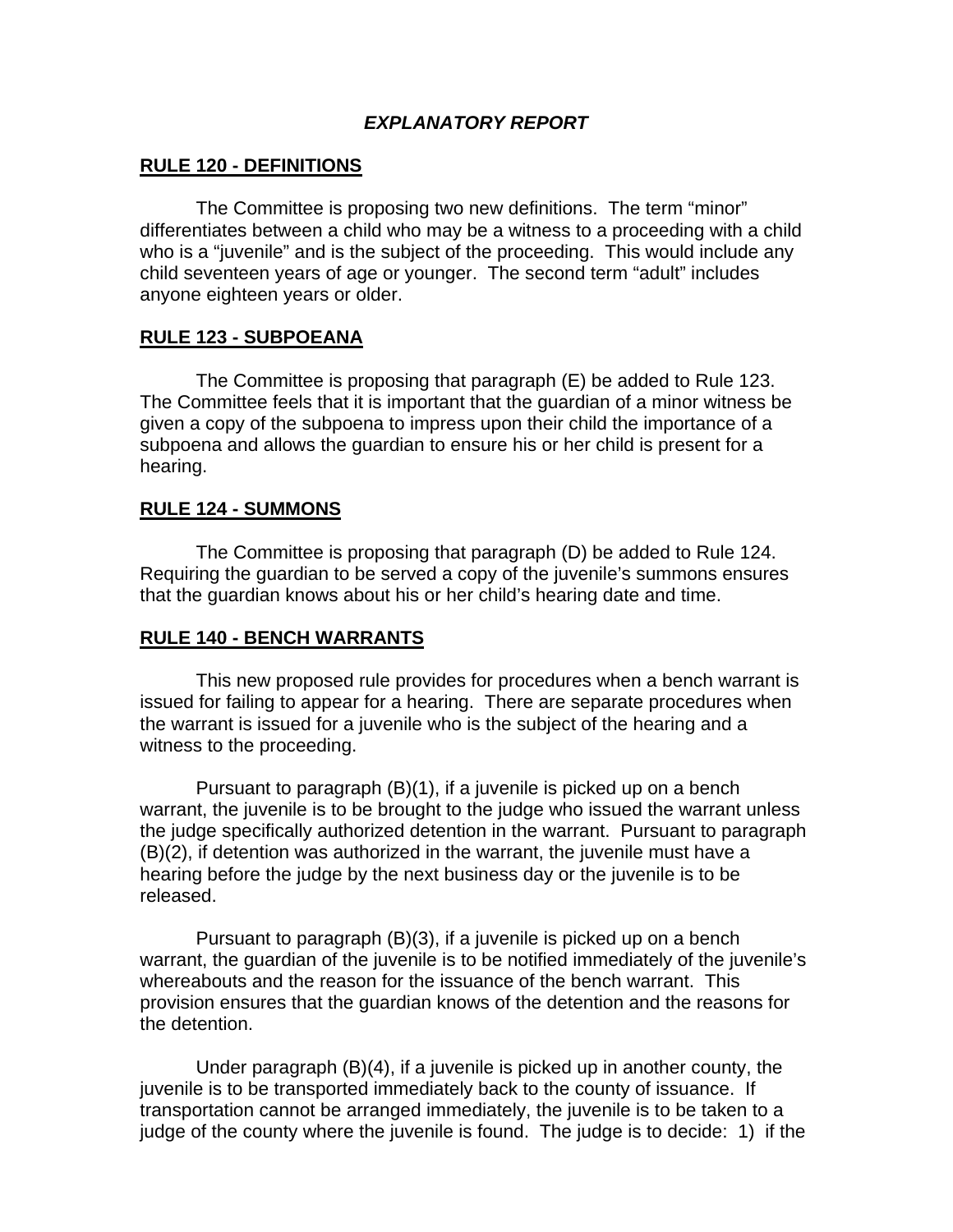# *EXPLANATORY REPORT*

## RULE 120 - DEFINITIONS

The Committee is proposing two new definitions. The term "minor" differentiates between a child who may be a witness to a proceeding with a child who is a "juvenile" and is the subject of the proceeding. This would include any child seventeen years of age or younger. The second term "adult" includes anyone eighteen years or older.

## RULE 123 - SUBPOEANA

The Committee is proposing that paragraph (E) be added to Rule 123. The Committee feels that it is important that the guardian of a minor witness be given a copy of the subpoena to impress upon their child the importance of a subpoena and allows the guardian to ensure his or her child is present for a hearing.

## RULE 124 - SUMMONS

The Committee is proposing that paragraph (D) be added to Rule 124. Requiring the guardian to be served a copy of the juvenile's summons ensures that the guardian knows about his or her child's hearing date and time.

## RULE 140 - BENCH WARRANTS

This new proposed rule provides for procedures when a bench warrant is issued for failing to appear for a hearing. There are separate procedures when the warrant is issued for a juvenile who is the subject of the hearing and a witness to the proceeding.

Pursuant to paragraph (B)(1), if a juvenile is picked up on a bench warrant, the juvenile is to be brought to the judge who issued the warrant unless the judge specifically authorized detention in the warrant. Pursuant to paragraph (B)(2), if detention was authorized in the warrant, the juvenile must have a hearing before the judge by the next business day or the juvenile is to be released.

Pursuant to paragraph (B)(3), if a juvenile is picked up on a bench warrant, the guardian of the juvenile is to be notified immediately of the juvenile's whereabouts and the reason for the issuance of the bench warrant. This provision ensures that the guardian knows of the detention and the reasons for the detention.

Under paragraph (B)(4), if a juvenile is picked up in another county, the juvenile is to be transported immediately back to the county of issuance. If transportation cannot be arranged immediately, the juvenile is to be taken to a judge of the county where the juvenile is found. The judge is to decide: 1) if the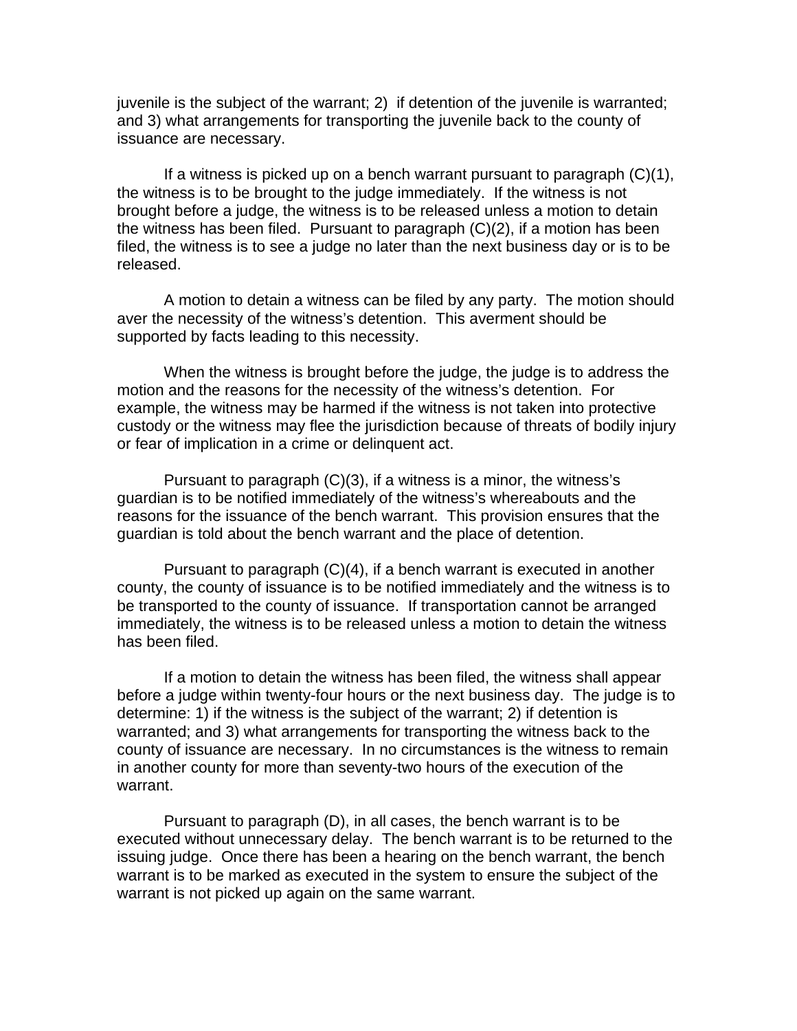juvenile is the subject of the warrant; 2) if detention of the juvenile is warranted; and 3) what arrangements for transporting the juvenile back to the county of issuance are necessary.

If a witness is picked up on a bench warrant pursuant to paragraph (C)(1), the witness is to be brought to the judge immediately. If the witness is not brought before a judge, the witness is to be released unless a motion to detain the witness has been filed. Pursuant to paragraph (C)(2), if a motion has been filed, the witness is to see a judge no later than the next business day or is to be released.

A motion to detain a witness can be filed by any party. The motion should aver the necessity of the witness's detention. This averment should be supported by facts leading to this necessity.

When the witness is brought before the judge, the judge is to address the motion and the reasons for the necessity of the witness's detention. For example, the witness may be harmed if the witness is not taken into protective custody or the witness may flee the jurisdiction because of threats of bodily injury or fear of implication in a crime or delinquent act.

Pursuant to paragraph (C)(3), if a witness is a minor, the witness's guardian is to be notified immediately of the witness's whereabouts and the reasons for the issuance of the bench warrant. This provision ensures that the guardian is told about the bench warrant and the place of detention.

Pursuant to paragraph (C)(4), if a bench warrant is executed in another county, the county of issuance is to be notified immediately and the witness is to be transported to the county of issuance. If transportation cannot be arranged immediately, the witness is to be released unless a motion to detain the witness has been filed.

If a motion to detain the witness has been filed, the witness shall appear before a judge within twenty-four hours or the next business day. The judge is to determine: 1) if the witness is the subject of the warrant; 2) if detention is warranted; and 3) what arrangements for transporting the witness back to the county of issuance are necessary. In no circumstances is the witness to remain in another county for more than seventy-two hours of the execution of the warrant.

Pursuant to paragraph (D), in all cases, the bench warrant is to be executed without unnecessary delay. The bench warrant is to be returned to the issuing judge. Once there has been a hearing on the bench warrant, the bench warrant is to be marked as executed in the system to ensure the subject of the warrant is not picked up again on the same warrant.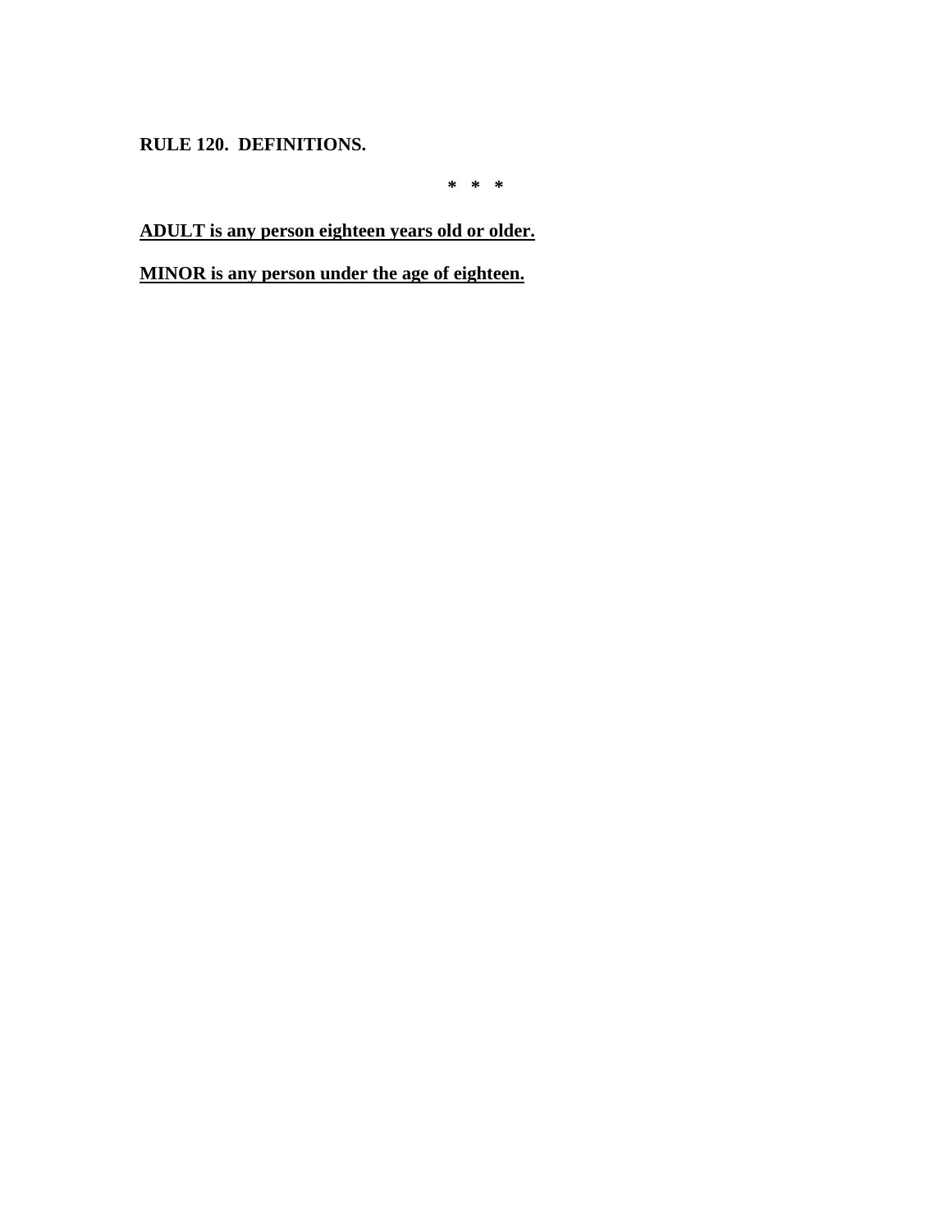**RULE 120. DEFINITIONS.**

\* \* \*

**ADULT is any person eighteen years old or older.**

**MINOR is any person under the age of eighteen.**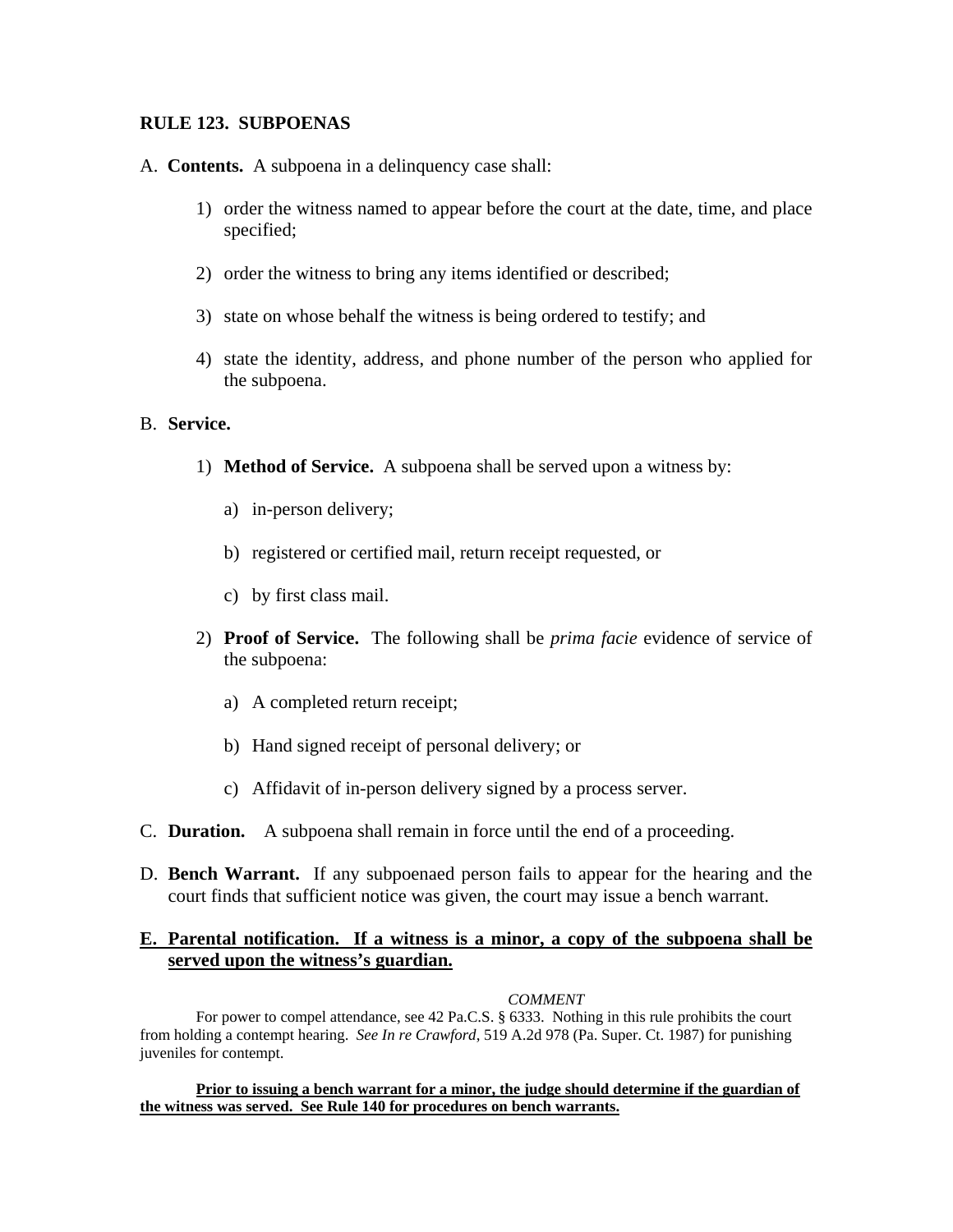**RULE 123. SUBPOENAS**

A. **Contents.** A subpoena in a delinquency case shall:

1) order the witness named to appear before the court at the date, time, and place specified;

2) order the witness to bring any items identified or described;

3) state on whose behalf the witness is being ordered to testify; and

4) state the identity, address, and phone number of the person who applied for the subpoena.

B. **Service.**

1) **Method of Service.** A subpoena shall be served upon a witness by:

a) in-person delivery;

b) registered or certified mail, return receipt requested, or

c) by first class mail.

2) **Proof of Service.** The following shall be *prima facie* evidence of service of the subpoena:

a) A completed return receipt;

b) Hand signed receipt of personal delivery; or

c) Affidavit of in-person delivery signed by a process server.

C. **Duration.** A subpoena shall remain in force until the end of a proceeding.

D. **Bench Warrant.** If any subpoenaed person fails to appear for the hearing and the court finds that sufficient notice was given, the court may issue a bench warrant.

**E. Parental notification. If a witness is a minor, a copy of the subpoena shall be served upon the witness's guardian.**

*COMMENT*

For power to compel attendance, see 42 Pa.C.S. § 6333. Nothing in this rule prohibits the court from holding a contempt hearing. *See In re Crawford*, 519 A.2d 978 (Pa. Super. Ct. 1987) for punishing juveniles for contempt.

**Prior to issuing a bench warrant for a minor, the judge should determine if the guardian of the witness was served. See Rule 140 for procedures on bench warrants.**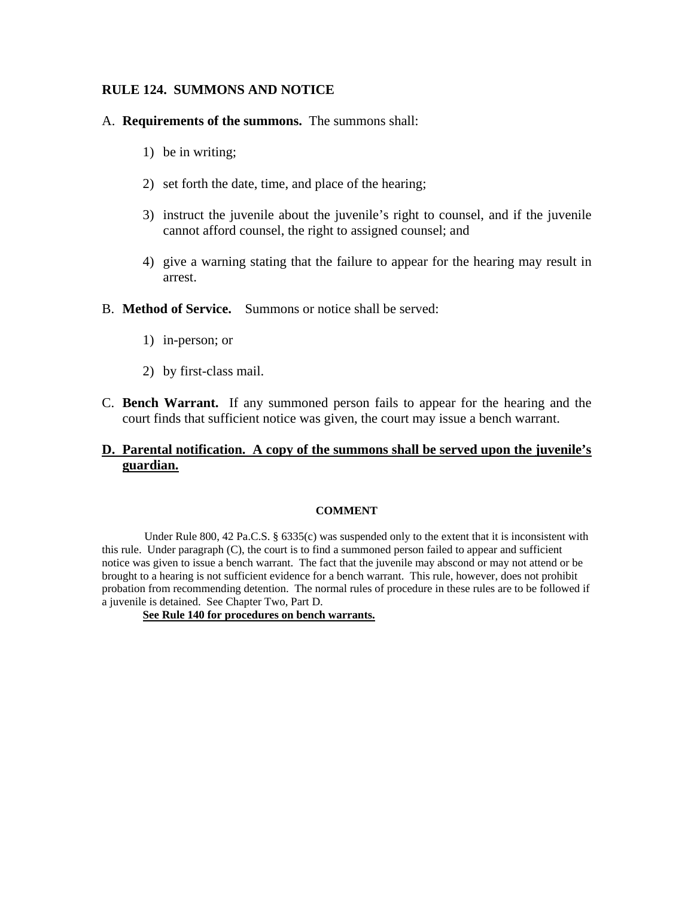## RULE 124. SUMMONS AND NOTICE

A. **Requirements of the summons.** The summons shall:

   1) be in writing;

   2) set forth the date, time, and place of the hearing;

   3) instruct the juvenile about the juvenile's right to counsel, and if the juvenile cannot afford counsel, the right to assigned counsel; and

   4) give a warning stating that the failure to appear for the hearing may result in arrest.

B. **Method of Service.** Summons or notice shall be served:

   1) in-person; or

   2) by first-class mail.

C. **Bench Warrant.** If any summoned person fails to appear for the hearing and the court finds that sufficient notice was given, the court may issue a bench warrant.

**D. Parental notification. A copy of the summons shall be served upon the juvenile's guardian.**

**COMMENT**

Under Rule 800, 42 Pa.C.S. § 6335(c) was suspended only to the extent that it is inconsistent with this rule. Under paragraph (C), the court is to find a summoned person failed to appear and sufficient notice was given to issue a bench warrant. The fact that the juvenile may abscond or may not attend or be brought to a hearing is not sufficient evidence for a bench warrant. This rule, however, does not prohibit probation from recommending detention. The normal rules of procedure in these rules are to be followed if a juvenile is detained. See Chapter Two, Part D.

**See Rule 140 for procedures on bench warrants.**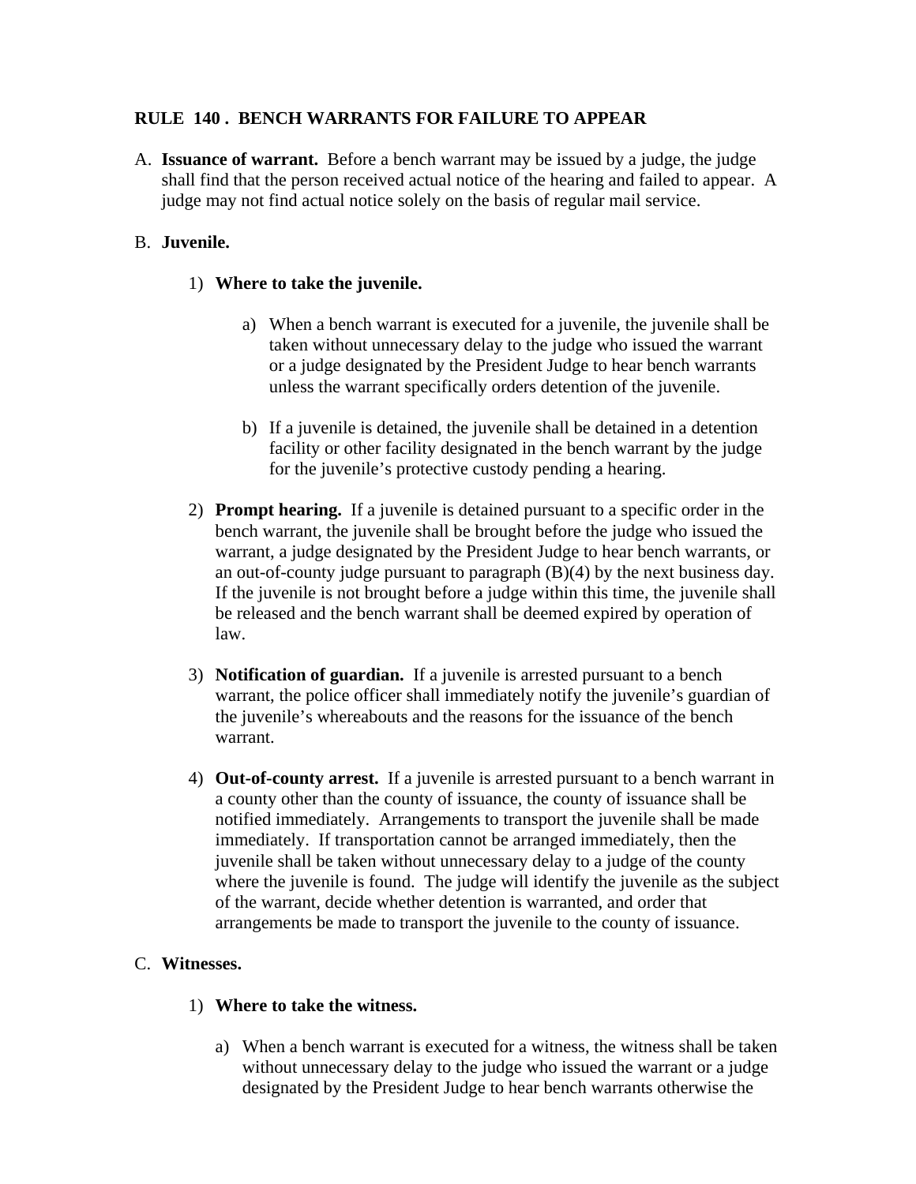## RULE 140 . BENCH WARRANTS FOR FAILURE TO APPEAR

A. **Issuance of warrant.** Before a bench warrant may be issued by a judge, the judge shall find that the person received actual notice of the hearing and failed to appear. A judge may not find actual notice solely on the basis of regular mail service.

B. **Juvenile.**

1) **Where to take the juvenile.**

a) When a bench warrant is executed for a juvenile, the juvenile shall be taken without unnecessary delay to the judge who issued the warrant or a judge designated by the President Judge to hear bench warrants unless the warrant specifically orders detention of the juvenile.

b) If a juvenile is detained, the juvenile shall be detained in a detention facility or other facility designated in the bench warrant by the judge for the juvenile's protective custody pending a hearing.

2) **Prompt hearing.** If a juvenile is detained pursuant to a specific order in the bench warrant, the juvenile shall be brought before the judge who issued the warrant, a judge designated by the President Judge to hear bench warrants, or an out-of-county judge pursuant to paragraph (B)(4) by the next business day. If the juvenile is not brought before a judge within this time, the juvenile shall be released and the bench warrant shall be deemed expired by operation of law.

3) **Notification of guardian.** If a juvenile is arrested pursuant to a bench warrant, the police officer shall immediately notify the juvenile's guardian of the juvenile's whereabouts and the reasons for the issuance of the bench warrant.

4) **Out-of-county arrest.** If a juvenile is arrested pursuant to a bench warrant in a county other than the county of issuance, the county of issuance shall be notified immediately. Arrangements to transport the juvenile shall be made immediately. If transportation cannot be arranged immediately, then the juvenile shall be taken without unnecessary delay to a judge of the county where the juvenile is found. The judge will identify the juvenile as the subject of the warrant, decide whether detention is warranted, and order that arrangements be made to transport the juvenile to the county of issuance.

C. **Witnesses.**

1) **Where to take the witness.**

a) When a bench warrant is executed for a witness, the witness shall be taken without unnecessary delay to the judge who issued the warrant or a judge designated by the President Judge to hear bench warrants otherwise the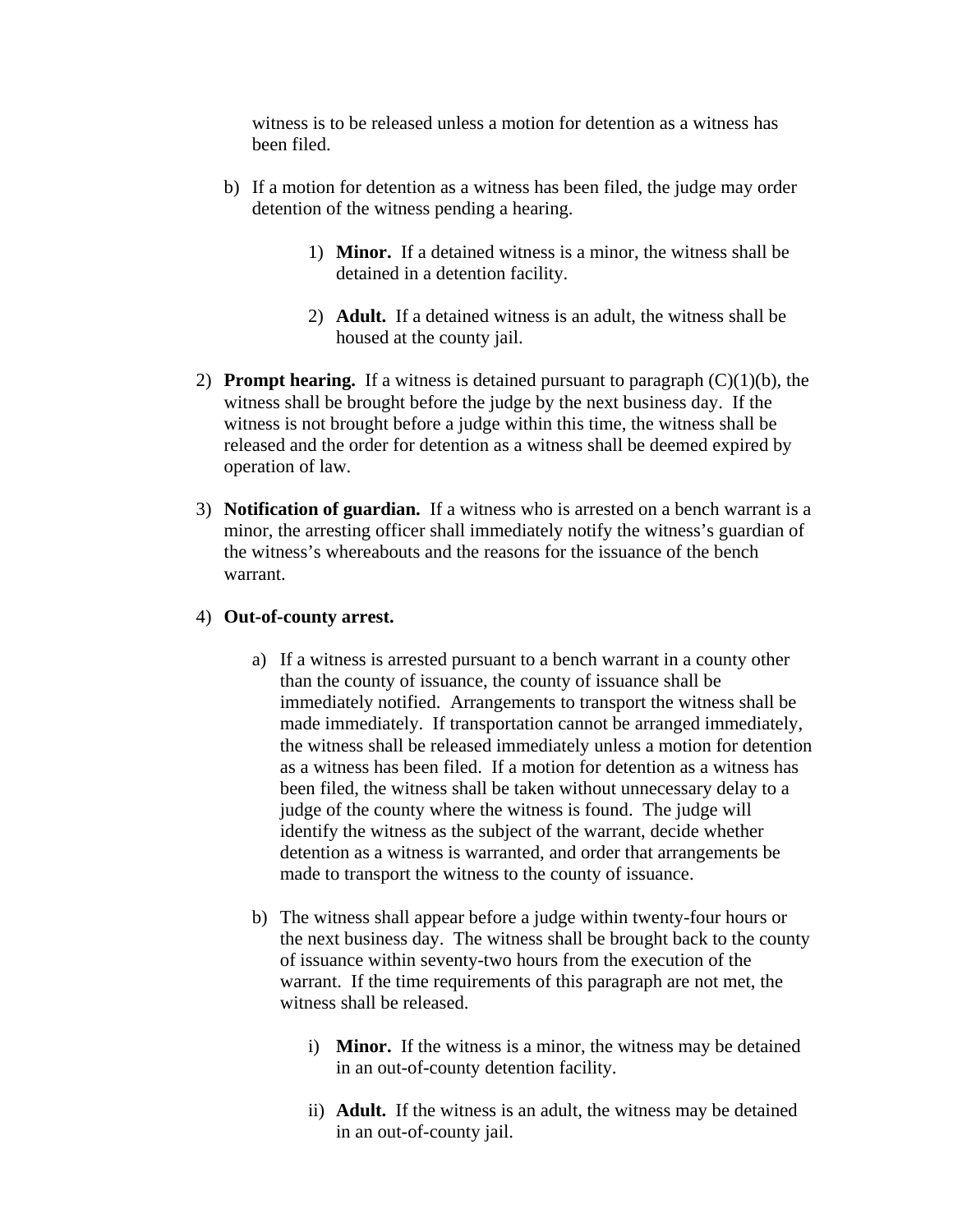witness is to be released unless a motion for detention as a witness has been filed.

b) If a motion for detention as a witness has been filed, the judge may order detention of the witness pending a hearing.

   1) **Minor.** If a detained witness is a minor, the witness shall be detained in a detention facility.

   2) **Adult.** If a detained witness is an adult, the witness shall be housed at the county jail.

2) **Prompt hearing.** If a witness is detained pursuant to paragraph (C)(1)(b), the witness shall be brought before the judge by the next business day. If the witness is not brought before a judge within this time, the witness shall be released and the order for detention as a witness shall be deemed expired by operation of law.

3) **Notification of guardian.** If a witness who is arrested on a bench warrant is a minor, the arresting officer shall immediately notify the witness's guardian of the witness's whereabouts and the reasons for the issuance of the bench warrant.

4) **Out-of-county arrest.**

   a) If a witness is arrested pursuant to a bench warrant in a county other than the county of issuance, the county of issuance shall be immediately notified. Arrangements to transport the witness shall be made immediately. If transportation cannot be arranged immediately, the witness shall be released immediately unless a motion for detention as a witness has been filed. If a motion for detention as a witness has been filed, the witness shall be taken without unnecessary delay to a judge of the county where the witness is found. The judge will identify the witness as the subject of the warrant, decide whether detention as a witness is warranted, and order that arrangements be made to transport the witness to the county of issuance.

   b) The witness shall appear before a judge within twenty-four hours or the next business day. The witness shall be brought back to the county of issuance within seventy-two hours from the execution of the warrant. If the time requirements of this paragraph are not met, the witness shall be released.

      i) **Minor.** If the witness is a minor, the witness may be detained in an out-of-county detention facility.

      ii) **Adult.** If the witness is an adult, the witness may be detained in an out-of-county jail.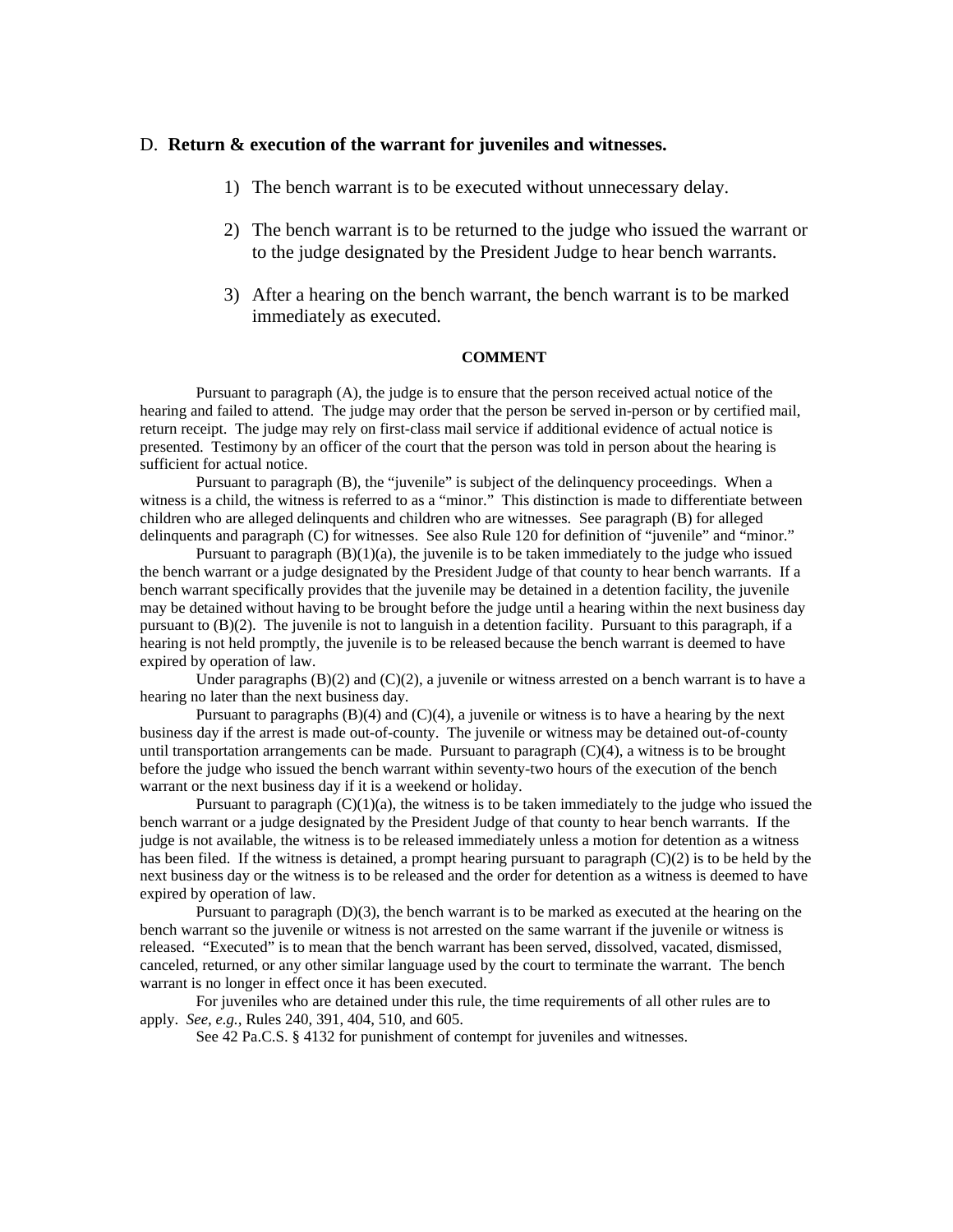D. **Return & execution of the warrant for juveniles and witnesses.**

1) The bench warrant is to be executed without unnecessary delay.

2) The bench warrant is to be returned to the judge who issued the warrant or to the judge designated by the President Judge to hear bench warrants.

3) After a hearing on the bench warrant, the bench warrant is to be marked immediately as executed.

**COMMENT**

Pursuant to paragraph (A), the judge is to ensure that the person received actual notice of the hearing and failed to attend. The judge may order that the person be served in-person or by certified mail, return receipt. The judge may rely on first-class mail service if additional evidence of actual notice is presented. Testimony by an officer of the court that the person was told in person about the hearing is sufficient for actual notice.

Pursuant to paragraph (B), the "juvenile" is subject of the delinquency proceedings. When a witness is a child, the witness is referred to as a "minor." This distinction is made to differentiate between children who are alleged delinquents and children who are witnesses. See paragraph (B) for alleged delinquents and paragraph (C) for witnesses. See also Rule 120 for definition of "juvenile" and "minor."

Pursuant to paragraph (B)(1)(a), the juvenile is to be taken immediately to the judge who issued the bench warrant or a judge designated by the President Judge of that county to hear bench warrants. If a bench warrant specifically provides that the juvenile may be detained in a detention facility, the juvenile may be detained without having to be brought before the judge until a hearing within the next business day pursuant to (B)(2). The juvenile is not to languish in a detention facility. Pursuant to this paragraph, if a hearing is not held promptly, the juvenile is to be released because the bench warrant is deemed to have expired by operation of law.

Under paragraphs (B)(2) and (C)(2), a juvenile or witness arrested on a bench warrant is to have a hearing no later than the next business day.

Pursuant to paragraphs (B)(4) and (C)(4), a juvenile or witness is to have a hearing by the next business day if the arrest is made out-of-county. The juvenile or witness may be detained out-of-county until transportation arrangements can be made. Pursuant to paragraph (C)(4), a witness is to be brought before the judge who issued the bench warrant within seventy-two hours of the execution of the bench warrant or the next business day if it is a weekend or holiday.

Pursuant to paragraph (C)(1)(a), the witness is to be taken immediately to the judge who issued the bench warrant or a judge designated by the President Judge of that county to hear bench warrants. If the judge is not available, the witness is to be released immediately unless a motion for detention as a witness has been filed. If the witness is detained, a prompt hearing pursuant to paragraph (C)(2) is to be held by the next business day or the witness is to be released and the order for detention as a witness is deemed to have expired by operation of law.

Pursuant to paragraph (D)(3), the bench warrant is to be marked as executed at the hearing on the bench warrant so the juvenile or witness is not arrested on the same warrant if the juvenile or witness is released. "Executed" is to mean that the bench warrant has been served, dissolved, vacated, dismissed, canceled, returned, or any other similar language used by the court to terminate the warrant. The bench warrant is no longer in effect once it has been executed.

For juveniles who are detained under this rule, the time requirements of all other rules are to apply. *See, e.g.,* Rules 240, 391, 404, 510, and 605.

See 42 Pa.C.S. § 4132 for punishment of contempt for juveniles and witnesses.